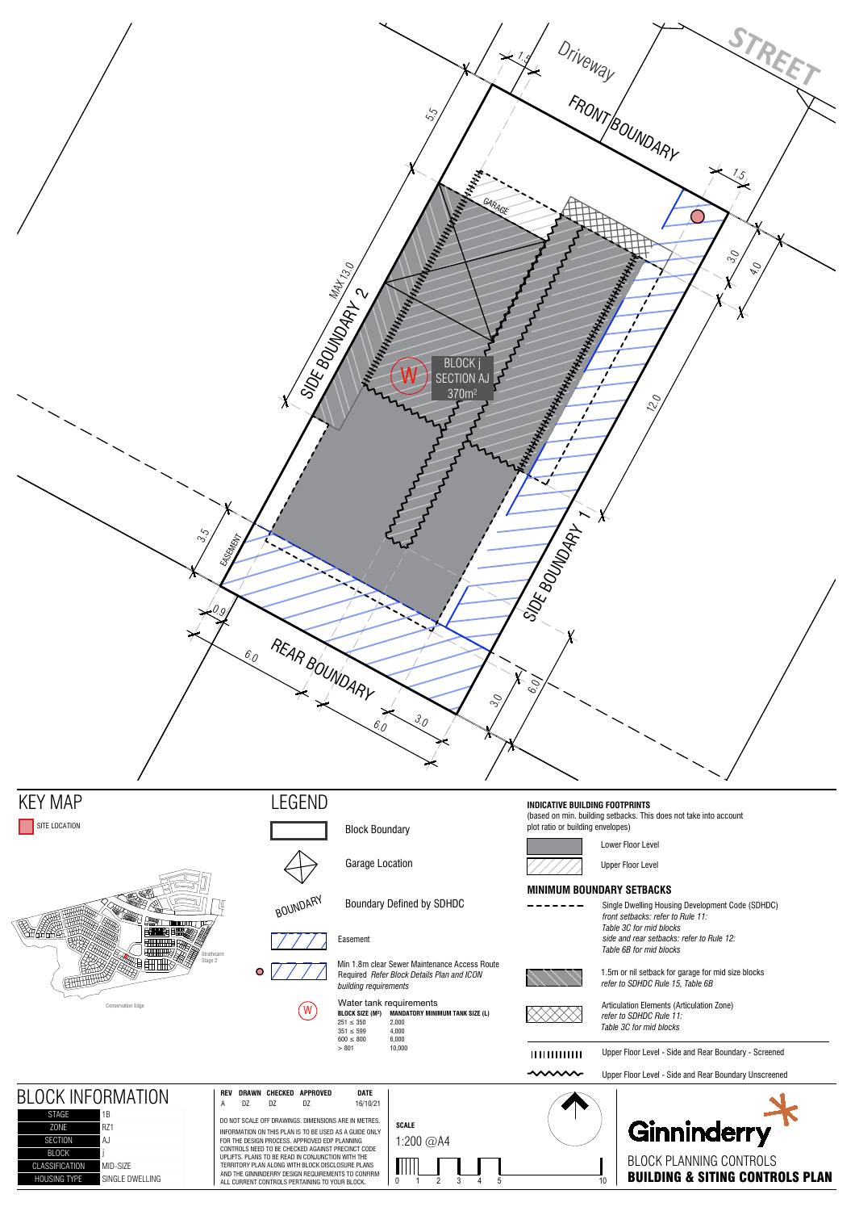STREET

Driveway

FRONT BOUNDARY

SIDE BOUNDARY 2

SIDE BOUNDARY 1

REAR BOUNDARY

EASEMENT

GARAGE

MAX 13.0

BLOCK j
SECTION AJ
370m²

1.5 | 5.5 | 1.5 | 3.0 | 4.0 | 12.0 | 3.5 | 0.9 | 6.0 | 6.0 | 3.0 | 3.0 | 6.0

## KEY MAP

SITE LOCATION

Strathnairn Stage 2

Conservation Edge

## LEGEND

- Block Boundary
- Garage Location
- BOUNDARY — Boundary Defined by SDHDC
- Easement
- Min 1.8m clear Sewer Maintenance Access Route Required *Refer Block Details Plan and ICON building requirements*
- Water tank requirements

| BLOCK SIZE (M²) | MANDATORY MINIMUM TANK SIZE (L) |
|---|---|
| 251 ≤ 350 | 2,000 |
| 351 ≤ 599 | 4,000 |
| 600 ≤ 800 | 6,000 |
| > 801 | 10,000 |

### INDICATIVE BUILDING FOOTPRINTS

(based on min. building setbacks. This does not take into account plot ratio or building envelopes)

- Lower Floor Level
- Upper Floor Level

### MINIMUM BOUNDARY SETBACKS

- Single Dwelling Housing Development Code (SDHDC) *front setbacks: refer to Rule 11: Table 3C for mid blocks side and rear setbacks: refer to Rule 12: Table 6B for mid blocks*
- 1.5m or nil setback for garage for mid size blocks *refer to SDHDC Rule 15, Table 6B*
- Articulation Elements (Articulation Zone) *refer to SDHDC Rule 11: Table 3C for mid blocks*
- Upper Floor Level - Side and Rear Boundary - Screened
- Upper Floor Level - Side and Rear Boundary Unscreened

## BLOCK INFORMATION

| STAGE | 1B |
|---|---|
| ZONE | RZ1 |
| SECTION | AJ |
| BLOCK | j |
| CLASSIFICATION | MID-SIZE |
| HOUSING TYPE | SINGLE DWELLING |

| REV | DRAWN | CHECKED | APPROVED | DATE |
|---|---|---|---|---|
| A | DZ | DZ | DZ | 16/10/21 |

DO NOT SCALE OFF DRAWINGS. DIMENSIONS ARE IN METRES.

INFORMATION ON THIS PLAN IS TO BE USED AS A GUIDE ONLY FOR THE DESIGN PROCESS. APPROVED EDP PLANNING CONTROLS NEED TO BE CHECKED AGAINST PRECINCT CODE UPLIFTS. PLANS TO BE READ IN CONJUNCTION WITH THE TERRITORY PLAN ALONG WITH BLOCK DISCLOSURE PLANS AND THE GINNINDERRY DESIGN REQUIREMENTS TO CONFIRM ALL CURRENT CONTROLS PERTAINING TO YOUR BLOCK.

**SCALE**

1:200 @A4

0 1 2 3 4 5 10

Ginninderry

BLOCK PLANNING CONTROLS

**BUILDING & SITING CONTROLS PLAN**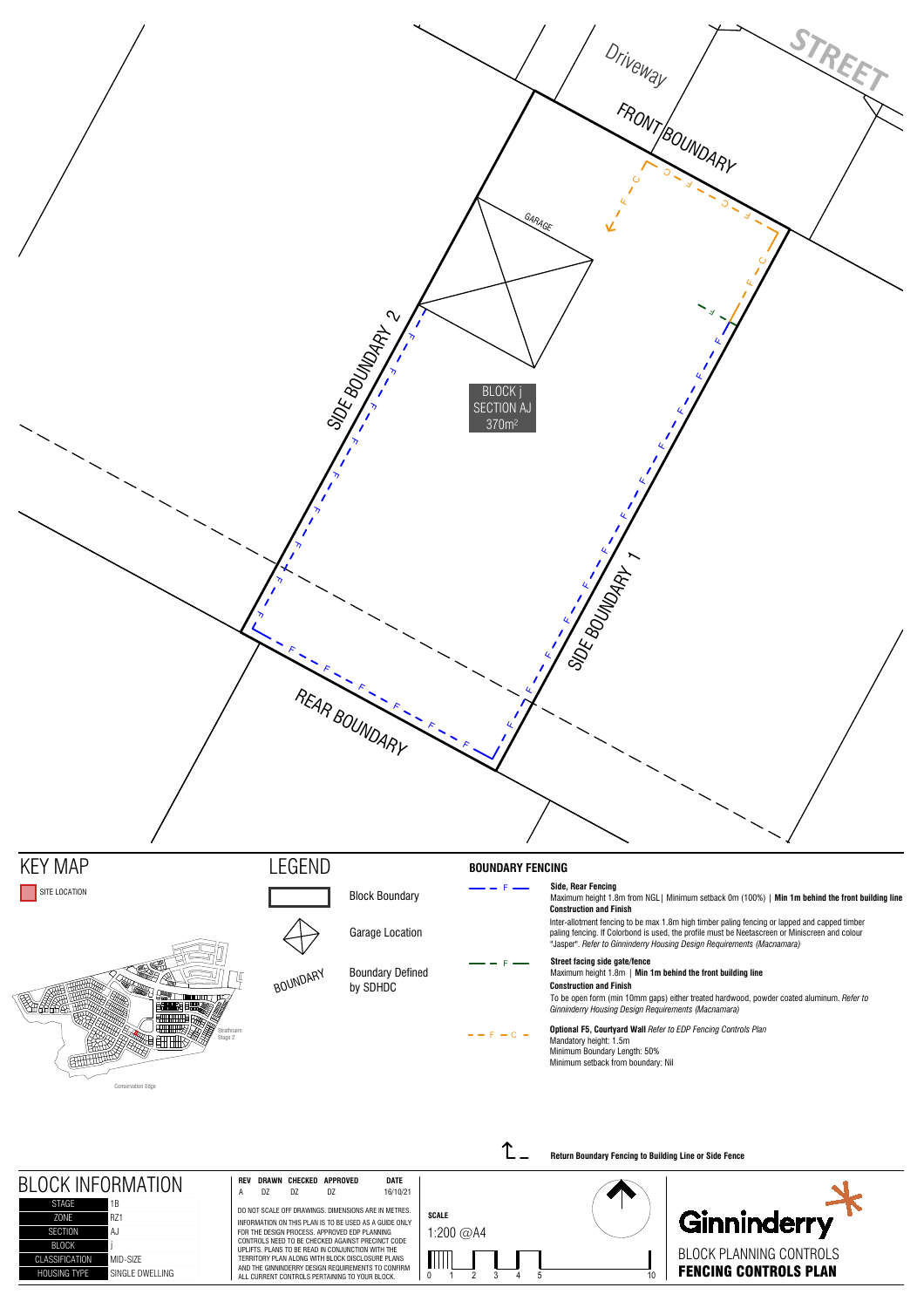STREET

Driveway

FRONT BOUNDARY

GARAGE

SIDE BOUNDARY 2

BLOCK j
SECTION AJ
370m²

SIDE BOUNDARY 1

REAR BOUNDARY

## KEY MAP

SITE LOCATION

Strathnairn Stage 2

Conservation Edge

## LEGEND

| | |
|---|---|
| | Block Boundary |
| | Garage Location |
| BOUNDARY | Boundary Defined by SDHDC |

## BOUNDARY FENCING

**Side, Rear Fencing**
Maximum height 1.8m from NGL | Minimum setback 0m (100%) | **Min 1m behind the front building line**
**Construction and Finish**
Inter-allotment fencing to be max 1.8m high timber paling fencing or lapped and capped timber paling fencing. If Colorbond is used, the profile must be Neetascreen or Miniscreen and colour "Jasper". *Refer to Ginninderry Housing Design Requirements (Macnamara)*

**Street facing side gate/fence**
Maximum height 1.8m | **Min 1m behind the front building line**
**Construction and Finish**
To be open form (min 10mm gaps) either treated hardwood, powder coated aluminum. *Refer to Ginninderry Housing Design Requirements (Macnamara)*

**Optional F5, Courtyard Wall** *Refer to EDP Fencing Controls Plan*
Mandatory height: 1.5m
Minimum Boundary Length: 50%
Minimum setback from boundary: Nil

**Return Boundary Fencing to Building Line or Side Fence**

## BLOCK INFORMATION

| | |
|---|---|
| STAGE | 1B |
| ZONE | RZ1 |
| SECTION | AJ |
| BLOCK | j |
| CLASSIFICATION | MID-SIZE |
| HOUSING TYPE | SINGLE DWELLING |

| REV | DRAWN | CHECKED | APPROVED | DATE |
|---|---|---|---|---|
| A | DZ | DZ | DZ | 16/10/21 |

DO NOT SCALE OFF DRAWINGS. DIMENSIONS ARE IN METRES.

INFORMATION ON THIS PLAN IS TO BE USED AS A GUIDE ONLY FOR THE DESIGN PROCESS. APPROVED EDP PLANNING CONTROLS NEED TO BE CHECKED AGAINST PRECINCT CODE UPLIFTS. PLANS TO BE READ IN CONJUNCTION WITH THE TERRITORY PLAN ALONG WITH BLOCK DISCLOSURE PLANS AND THE GINNINDERRY DESIGN REQUIREMENTS TO CONFIRM ALL CURRENT CONTROLS PERTAINING TO YOUR BLOCK.

**SCALE**
1:200 @A4

0 1 2 3 4 5 10

Ginninderry

BLOCK PLANNING CONTROLS
**FENCING CONTROLS PLAN**